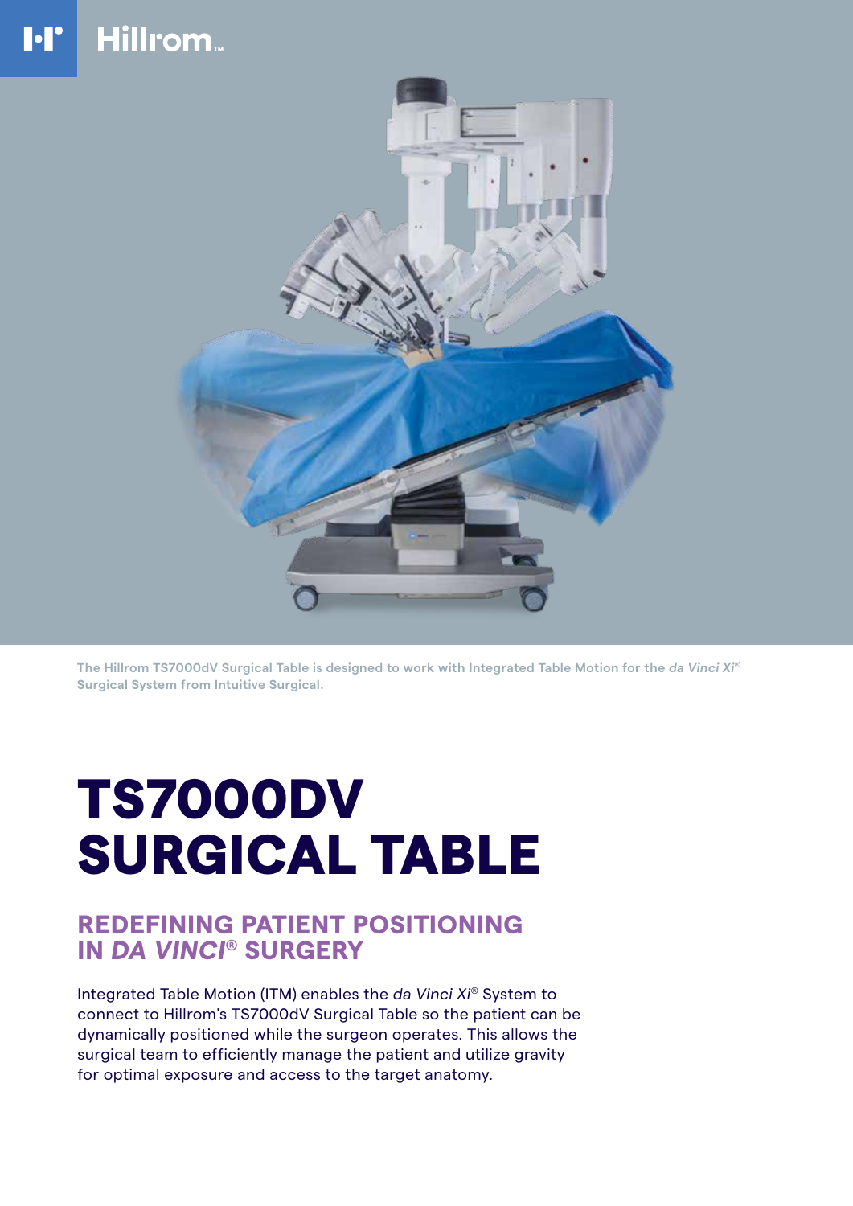The Hillrom TS7000dV Surgical Table is designed to work with Integrated Table Motion for the *da Vinci Xi*® Surgical System from Intuitive Surgical.

# TS7000DV SURGICAL TABLE

## REDEFINING PATIENT POSITIONING IN *DA VINCI*® SURGERY

Integrated Table Motion (ITM) enables the *da Vinci Xi*® System to connect to Hillrom's TS7000dV Surgical Table so the patient can be dynamically positioned while the surgeon operates. This allows the surgical team to efficiently manage the patient and utilize gravity for optimal exposure and access to the target anatomy.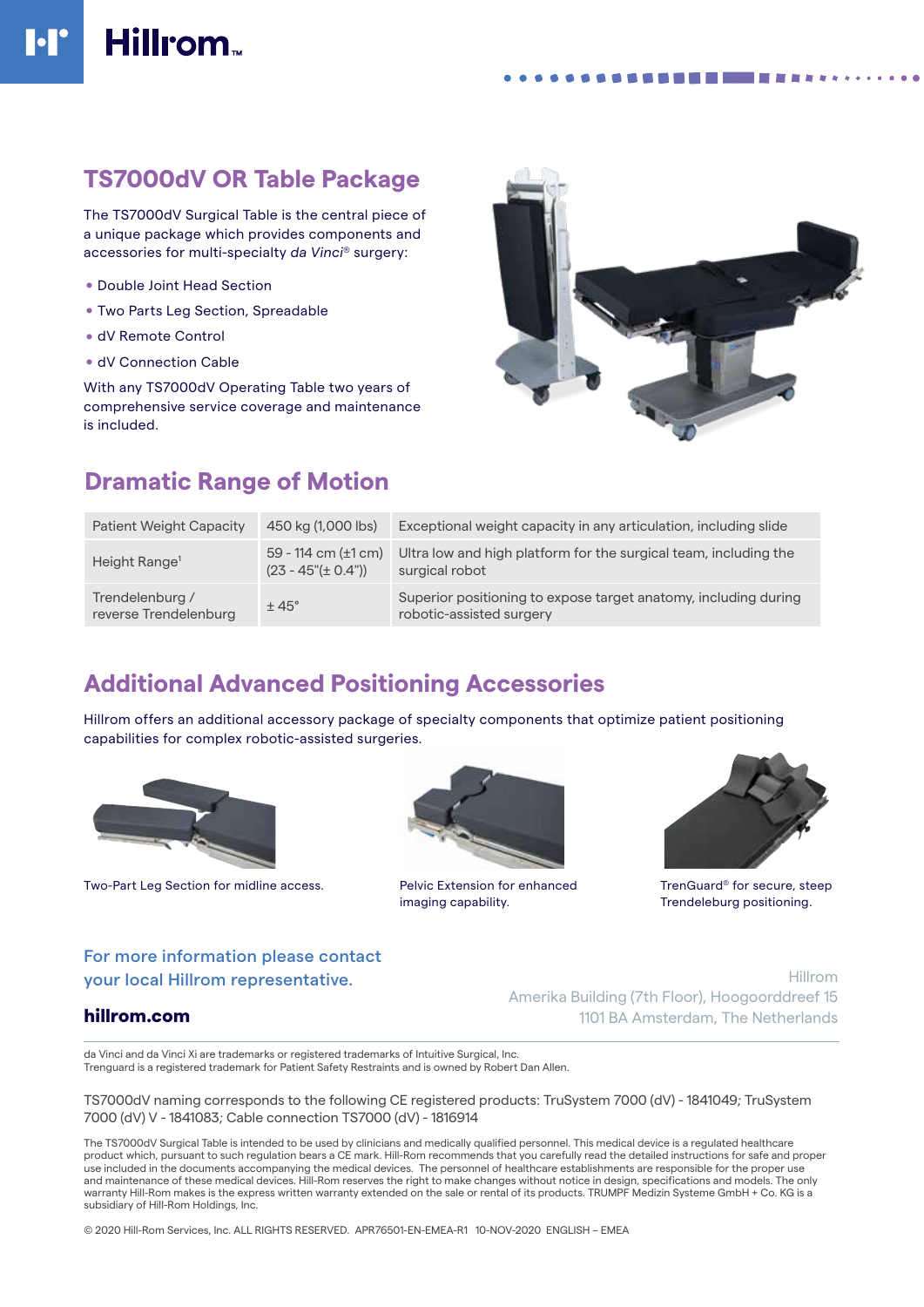## TS7000dV OR Table Package

The TS7000dV Surgical Table is the central piece of a unique package which provides components and accessories for multi-specialty *da Vinci*® surgery:

- Double Joint Head Section
- Two Parts Leg Section, Spreadable
- dV Remote Control
- dV Connection Cable

With any TS7000dV Operating Table two years of comprehensive service coverage and maintenance is included.

## Dramatic Range of Motion

| | | |
|---|---|---|
| Patient Weight Capacity | 450 kg (1,000 lbs) | Exceptional weight capacity in any articulation, including slide |
| Height Range[1] | 59 - 114 cm (±1 cm) (23 - 45"(± 0.4")) | Ultra low and high platform for the surgical team, including the surgical robot |
| Trendelenburg / reverse Trendelenburg | ± 45° | Superior positioning to expose target anatomy, including during robotic-assisted surgery |

## Additional Advanced Positioning Accessories

Hillrom offers an additional accessory package of specialty components that optimize patient positioning capabilities for complex robotic-assisted surgeries.

Two-Part Leg Section for midline access.

Pelvic Extension for enhanced imaging capability.

TrenGuard® for secure, steep Trendeleburg positioning.

For more information please contact your local Hillrom representative.

**hillrom.com**

Hillrom
Amerika Building (7th Floor), Hoogoorddreef 15
1101 BA Amsterdam, The Netherlands

da Vinci and da Vinci Xi are trademarks or registered trademarks of Intuitive Surgical, Inc.
Trenguard is a registered trademark for Patient Safety Restraints and is owned by Robert Dan Allen.

TS7000dV naming corresponds to the following CE registered products: TruSystem 7000 (dV) - 1841049; TruSystem 7000 (dV) V - 1841083; Cable connection TS7000 (dV) - 1816914

The TS7000dV Surgical Table is intended to be used by clinicians and medically qualified personnel. This medical device is a regulated healthcare product which, pursuant to such regulation bears a CE mark. Hill-Rom recommends that you carefully read the detailed instructions for safe and proper use included in the documents accompanying the medical devices. The personnel of healthcare establishments are responsible for the proper use and maintenance of these medical devices. Hill-Rom reserves the right to make changes without notice in design, specifications and models. The only warranty Hill-Rom makes is the express written warranty extended on the sale or rental of its products. TRUMPF Medizin Systeme GmbH + Co. KG is a subsidiary of Hill-Rom Holdings, Inc.

© 2020 Hill-Rom Services, Inc. ALL RIGHTS RESERVED. APR76501-EN-EMEA-R1 10-NOV-2020 ENGLISH – EMEA